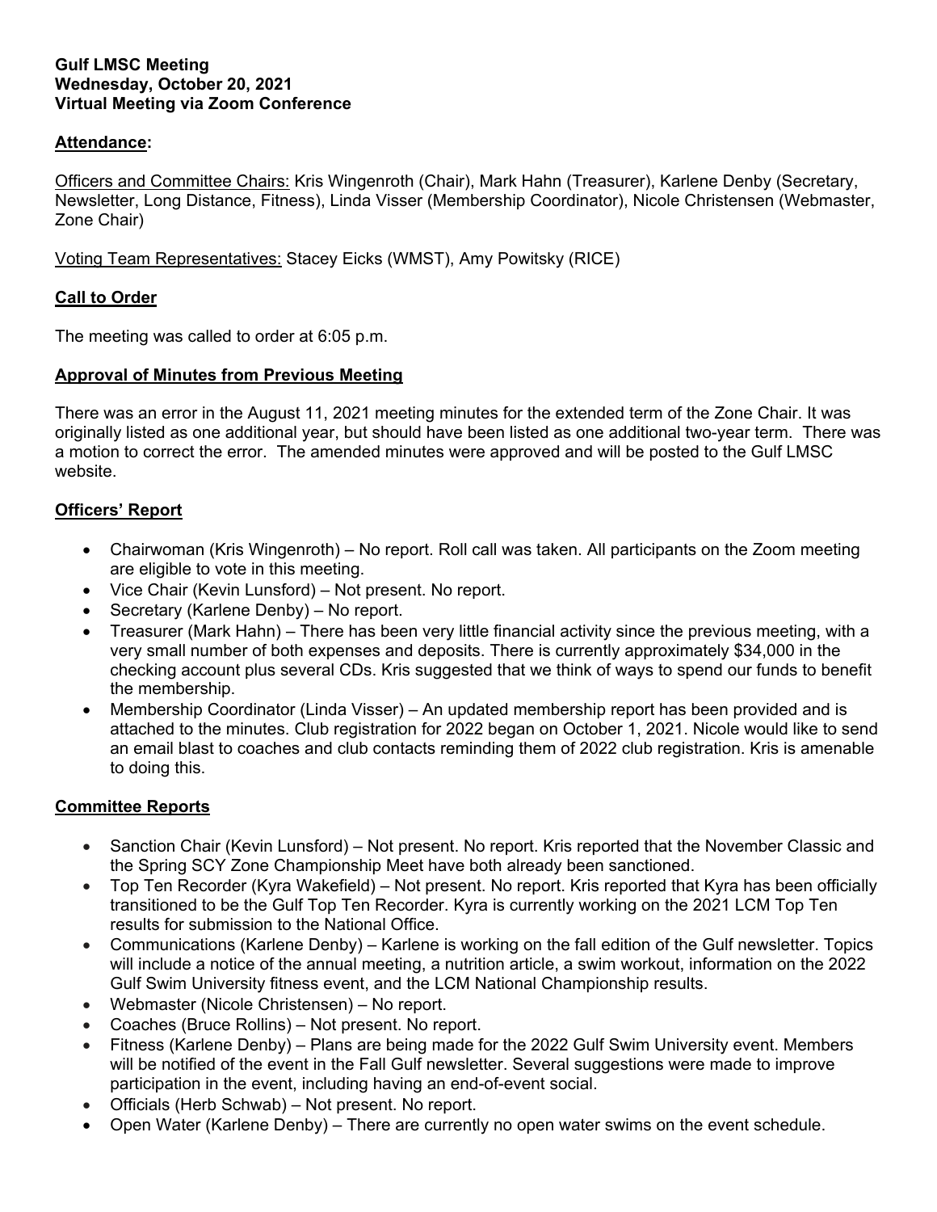**Gulf LMSC Meeting**
**Wednesday, October 20, 2021**
**Virtual Meeting via Zoom Conference**

## Attendance:

Officers and Committee Chairs: Kris Wingenroth (Chair), Mark Hahn (Treasurer), Karlene Denby (Secretary, Newsletter, Long Distance, Fitness), Linda Visser (Membership Coordinator), Nicole Christensen (Webmaster, Zone Chair)

Voting Team Representatives: Stacey Eicks (WMST), Amy Powitsky (RICE)

## Call to Order

The meeting was called to order at 6:05 p.m.

## Approval of Minutes from Previous Meeting

There was an error in the August 11, 2021 meeting minutes for the extended term of the Zone Chair. It was originally listed as one additional year, but should have been listed as one additional two-year term. There was a motion to correct the error. The amended minutes were approved and will be posted to the Gulf LMSC website.

## Officers' Report

- Chairwoman (Kris Wingenroth) – No report. Roll call was taken. All participants on the Zoom meeting are eligible to vote in this meeting.
- Vice Chair (Kevin Lunsford) – Not present. No report.
- Secretary (Karlene Denby) – No report.
- Treasurer (Mark Hahn) – There has been very little financial activity since the previous meeting, with a very small number of both expenses and deposits. There is currently approximately $34,000 in the checking account plus several CDs. Kris suggested that we think of ways to spend our funds to benefit the membership.
- Membership Coordinator (Linda Visser) – An updated membership report has been provided and is attached to the minutes. Club registration for 2022 began on October 1, 2021. Nicole would like to send an email blast to coaches and club contacts reminding them of 2022 club registration. Kris is amenable to doing this.

## Committee Reports

- Sanction Chair (Kevin Lunsford) – Not present. No report. Kris reported that the November Classic and the Spring SCY Zone Championship Meet have both already been sanctioned.
- Top Ten Recorder (Kyra Wakefield) – Not present. No report. Kris reported that Kyra has been officially transitioned to be the Gulf Top Ten Recorder. Kyra is currently working on the 2021 LCM Top Ten results for submission to the National Office.
- Communications (Karlene Denby) – Karlene is working on the fall edition of the Gulf newsletter. Topics will include a notice of the annual meeting, a nutrition article, a swim workout, information on the 2022 Gulf Swim University fitness event, and the LCM National Championship results.
- Webmaster (Nicole Christensen) – No report.
- Coaches (Bruce Rollins) – Not present. No report.
- Fitness (Karlene Denby) – Plans are being made for the 2022 Gulf Swim University event. Members will be notified of the event in the Fall Gulf newsletter. Several suggestions were made to improve participation in the event, including having an end-of-event social.
- Officials (Herb Schwab) – Not present. No report.
- Open Water (Karlene Denby) – There are currently no open water swims on the event schedule.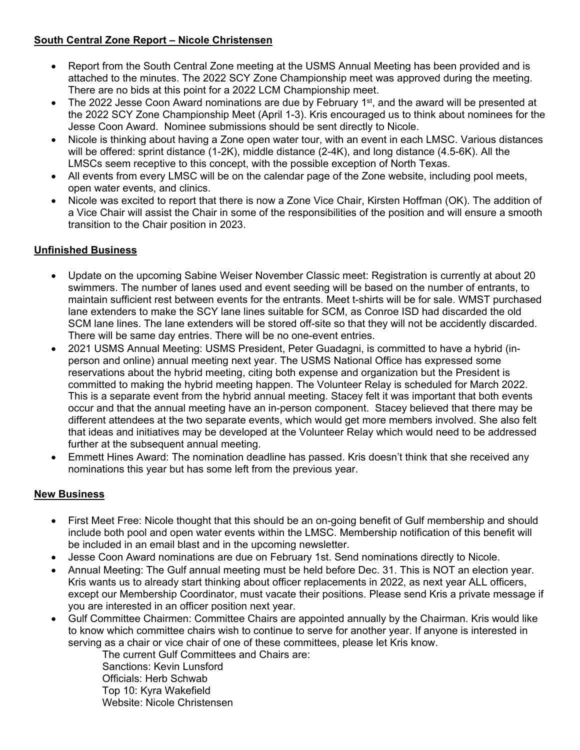**South Central Zone Report – Nicole Christensen**

- Report from the South Central Zone meeting at the USMS Annual Meeting has been provided and is attached to the minutes. The 2022 SCY Zone Championship meet was approved during the meeting. There are no bids at this point for a 2022 LCM Championship meet.
- The 2022 Jesse Coon Award nominations are due by February 1st, and the award will be presented at the 2022 SCY Zone Championship Meet (April 1-3). Kris encouraged us to think about nominees for the Jesse Coon Award. Nominee submissions should be sent directly to Nicole.
- Nicole is thinking about having a Zone open water tour, with an event in each LMSC. Various distances will be offered: sprint distance (1-2K), middle distance (2-4K), and long distance (4.5-6K). All the LMSCs seem receptive to this concept, with the possible exception of North Texas.
- All events from every LMSC will be on the calendar page of the Zone website, including pool meets, open water events, and clinics.
- Nicole was excited to report that there is now a Zone Vice Chair, Kirsten Hoffman (OK). The addition of a Vice Chair will assist the Chair in some of the responsibilities of the position and will ensure a smooth transition to the Chair position in 2023.

**Unfinished Business**

- Update on the upcoming Sabine Weiser November Classic meet: Registration is currently at about 20 swimmers. The number of lanes used and event seeding will be based on the number of entrants, to maintain sufficient rest between events for the entrants. Meet t-shirts will be for sale. WMST purchased lane extenders to make the SCY lane lines suitable for SCM, as Conroe ISD had discarded the old SCM lane lines. The lane extenders will be stored off-site so that they will not be accidently discarded. There will be same day entries. There will be no one-event entries.
- 2021 USMS Annual Meeting: USMS President, Peter Guadagni, is committed to have a hybrid (in-person and online) annual meeting next year. The USMS National Office has expressed some reservations about the hybrid meeting, citing both expense and organization but the President is committed to making the hybrid meeting happen. The Volunteer Relay is scheduled for March 2022. This is a separate event from the hybrid annual meeting. Stacey felt it was important that both events occur and that the annual meeting have an in-person component. Stacey believed that there may be different attendees at the two separate events, which would get more members involved. She also felt that ideas and initiatives may be developed at the Volunteer Relay which would need to be addressed further at the subsequent annual meeting.
- Emmett Hines Award: The nomination deadline has passed. Kris doesn't think that she received any nominations this year but has some left from the previous year.

**New Business**

- First Meet Free: Nicole thought that this should be an on-going benefit of Gulf membership and should include both pool and open water events within the LMSC. Membership notification of this benefit will be included in an email blast and in the upcoming newsletter.
- Jesse Coon Award nominations are due on February 1st. Send nominations directly to Nicole.
- Annual Meeting: The Gulf annual meeting must be held before Dec. 31. This is NOT an election year. Kris wants us to already start thinking about officer replacements in 2022, as next year ALL officers, except our Membership Coordinator, must vacate their positions. Please send Kris a private message if you are interested in an officer position next year.
- Gulf Committee Chairmen: Committee Chairs are appointed annually by the Chairman. Kris would like to know which committee chairs wish to continue to serve for another year. If anyone is interested in serving as a chair or vice chair of one of these committees, please let Kris know.

  The current Gulf Committees and Chairs are:
  Sanctions: Kevin Lunsford
  Officials: Herb Schwab
  Top 10: Kyra Wakefield
  Website: Nicole Christensen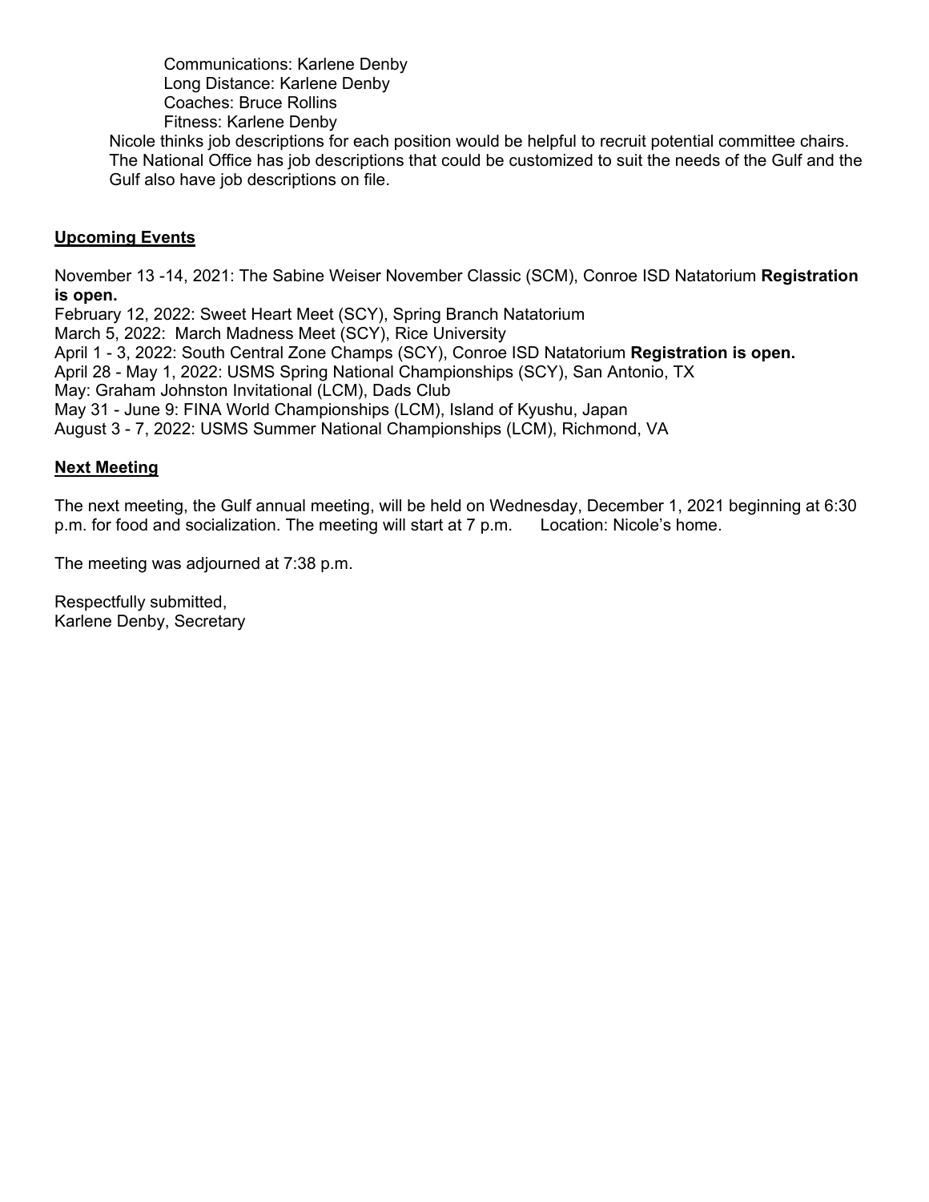Communications: Karlene Denby
Long Distance: Karlene Denby
Coaches: Bruce Rollins
Fitness: Karlene Denby

Nicole thinks job descriptions for each position would be helpful to recruit potential committee chairs. The National Office has job descriptions that could be customized to suit the needs of the Gulf and the Gulf also have job descriptions on file.

**Upcoming Events**

November 13 -14, 2021: The Sabine Weiser November Classic (SCM), Conroe ISD Natatorium **Registration is open.**
February 12, 2022: Sweet Heart Meet (SCY), Spring Branch Natatorium
March 5, 2022: March Madness Meet (SCY), Rice University
April 1 - 3, 2022: South Central Zone Champs (SCY), Conroe ISD Natatorium **Registration is open.**
April 28 - May 1, 2022: USMS Spring National Championships (SCY), San Antonio, TX
May: Graham Johnston Invitational (LCM), Dads Club
May 31 - June 9: FINA World Championships (LCM), Island of Kyushu, Japan
August 3 - 7, 2022: USMS Summer National Championships (LCM), Richmond, VA

**Next Meeting**

The next meeting, the Gulf annual meeting, will be held on Wednesday, December 1, 2021 beginning at 6:30 p.m. for food and socialization. The meeting will start at 7 p.m. Location: Nicole's home.

The meeting was adjourned at 7:38 p.m.

Respectfully submitted,
Karlene Denby, Secretary